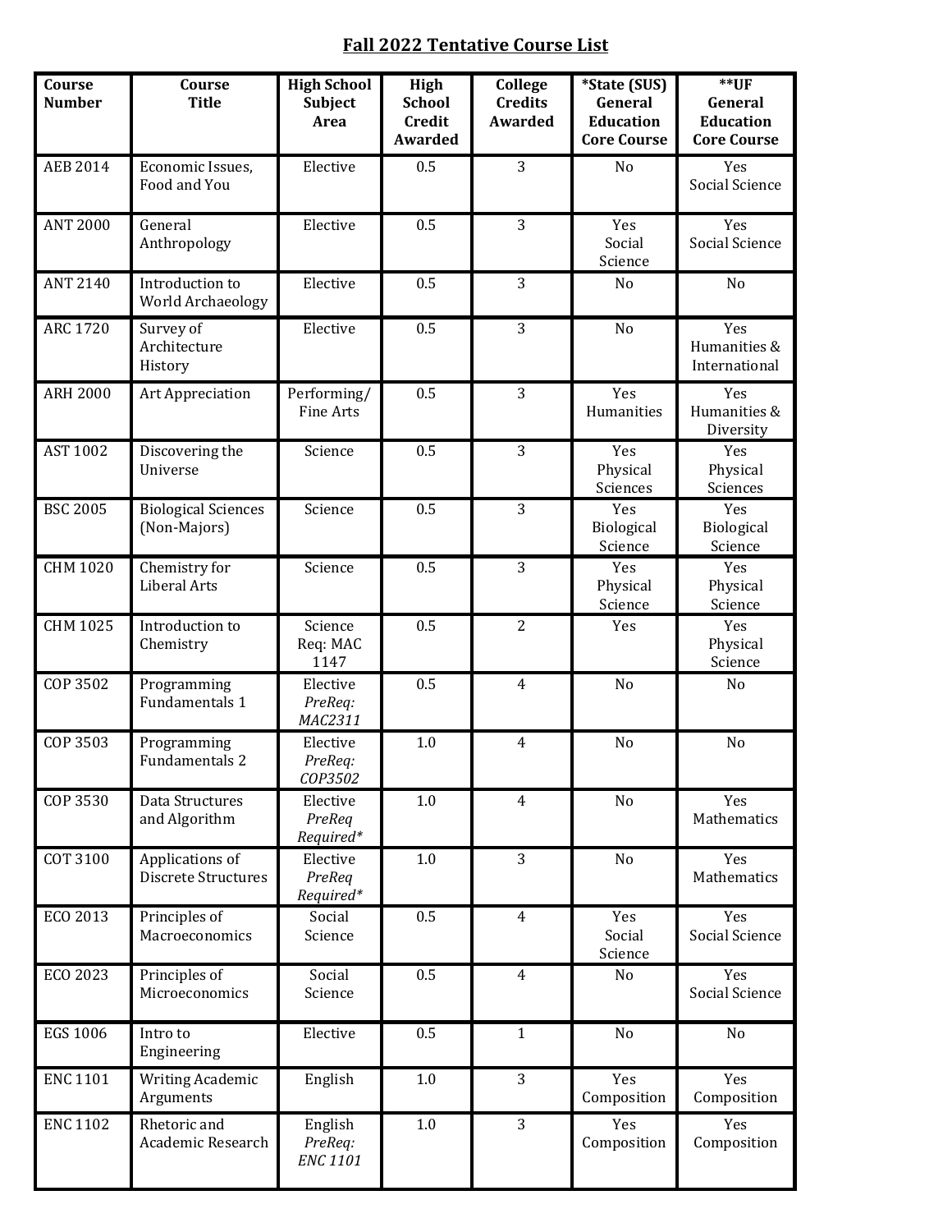# Fall 2022 Tentative Course List

| Course Number | Course Title | High School Subject Area | High School Credit Awarded | College Credits Awarded | *State (SUS) General Education Core Course | **UF General Education Core Course |
|---|---|---|---|---|---|---|
| AEB 2014 | Economic Issues, Food and You | Elective | 0.5 | 3 | No | Yes Social Science |
| ANT 2000 | General Anthropology | Elective | 0.5 | 3 | Yes Social Science | Yes Social Science |
| ANT 2140 | Introduction to World Archaeology | Elective | 0.5 | 3 | No | No |
| ARC 1720 | Survey of Architecture History | Elective | 0.5 | 3 | No | Yes Humanities & International |
| ARH 2000 | Art Appreciation | Performing/ Fine Arts | 0.5 | 3 | Yes Humanities | Yes Humanities & Diversity |
| AST 1002 | Discovering the Universe | Science | 0.5 | 3 | Yes Physical Sciences | Yes Physical Sciences |
| BSC 2005 | Biological Sciences (Non-Majors) | Science | 0.5 | 3 | Yes Biological Science | Yes Biological Science |
| CHM 1020 | Chemistry for Liberal Arts | Science | 0.5 | 3 | Yes Physical Science | Yes Physical Science |
| CHM 1025 | Introduction to Chemistry | Science Req: MAC 1147 | 0.5 | 2 | Yes | Yes Physical Science |
| COP 3502 | Programming Fundamentals 1 | Elective *PreReq: MAC2311* | 0.5 | 4 | No | No |
| COP 3503 | Programming Fundamentals 2 | Elective *PreReq: COP3502* | 1.0 | 4 | No | No |
| COP 3530 | Data Structures and Algorithm | Elective *PreReq Required** | 1.0 | 4 | No | Yes Mathematics |
| COT 3100 | Applications of Discrete Structures | Elective *PreReq Required** | 1.0 | 3 | No | Yes Mathematics |
| ECO 2013 | Principles of Macroeconomics | Social Science | 0.5 | 4 | Yes Social Science | Yes Social Science |
| ECO 2023 | Principles of Microeconomics | Social Science | 0.5 | 4 | No | Yes Social Science |
| EGS 1006 | Intro to Engineering | Elective | 0.5 | 1 | No | No |
| ENC 1101 | Writing Academic Arguments | English | 1.0 | 3 | Yes Composition | Yes Composition |
| ENC 1102 | Rhetoric and Academic Research | English *PreReq: ENC 1101* | 1.0 | 3 | Yes Composition | Yes Composition |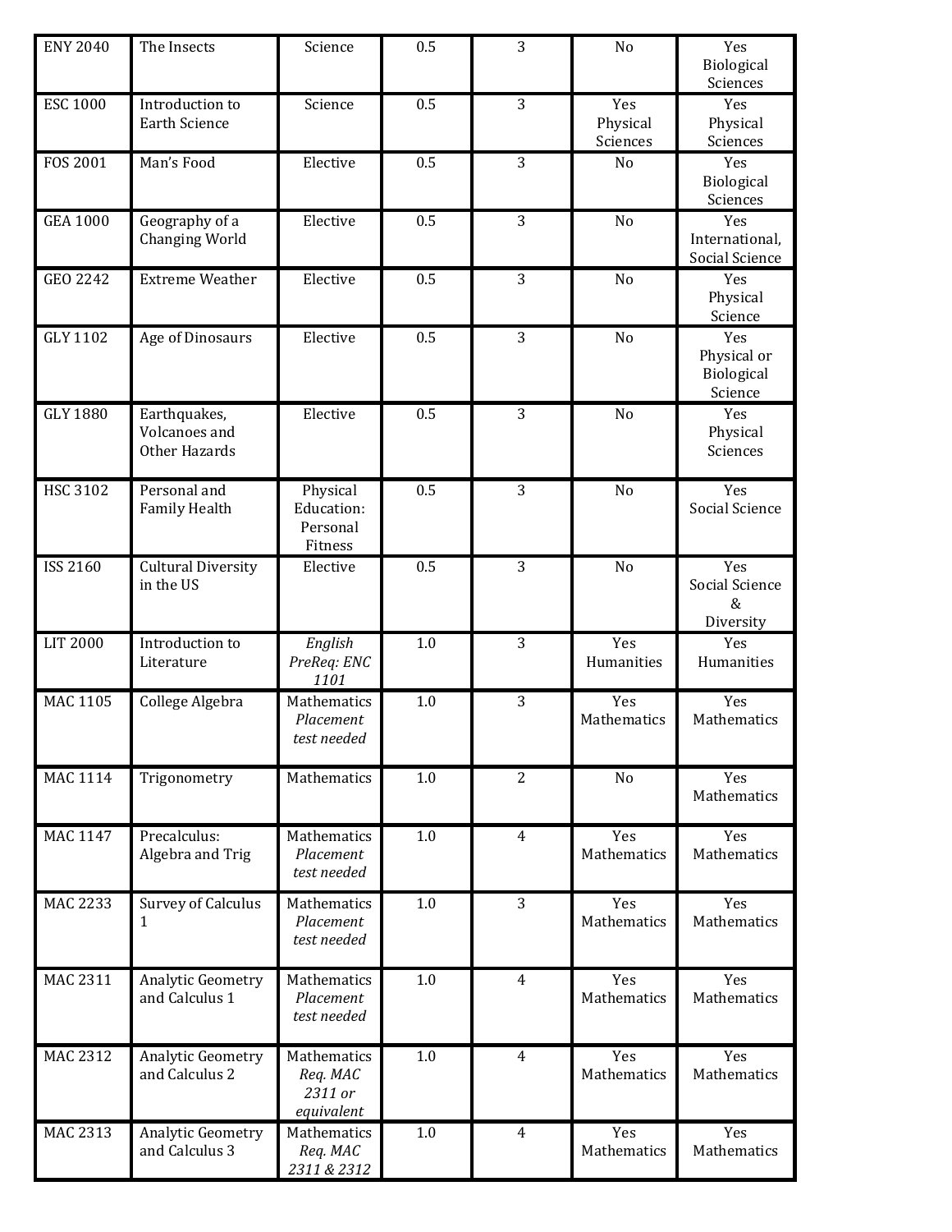| ENY 2040 | The Insects | Science | 0.5 | 3 | No | Yes Biological Sciences |
|---|---|---|---|---|---|---|
| ESC 1000 | Introduction to Earth Science | Science | 0.5 | 3 | Yes Physical Sciences | Yes Physical Sciences |
| FOS 2001 | Man's Food | Elective | 0.5 | 3 | No | Yes Biological Sciences |
| GEA 1000 | Geography of a Changing World | Elective | 0.5 | 3 | No | Yes International, Social Science |
| GEO 2242 | Extreme Weather | Elective | 0.5 | 3 | No | Yes Physical Science |
| GLY 1102 | Age of Dinosaurs | Elective | 0.5 | 3 | No | Yes Physical or Biological Science |
| GLY 1880 | Earthquakes, Volcanoes and Other Hazards | Elective | 0.5 | 3 | No | Yes Physical Sciences |
| HSC 3102 | Personal and Family Health | Physical Education: Personal Fitness | 0.5 | 3 | No | Yes Social Science |
| ISS 2160 | Cultural Diversity in the US | Elective | 0.5 | 3 | No | Yes Social Science & Diversity |
| LIT 2000 | Introduction to Literature | *English PreReq: ENC 1101* | 1.0 | 3 | Yes Humanities | Yes Humanities |
| MAC 1105 | College Algebra | Mathematics *Placement test needed* | 1.0 | 3 | Yes Mathematics | Yes Mathematics |
| MAC 1114 | Trigonometry | Mathematics | 1.0 | 2 | No | Yes Mathematics |
| MAC 1147 | Precalculus: Algebra and Trig | Mathematics *Placement test needed* | 1.0 | 4 | Yes Mathematics | Yes Mathematics |
| MAC 2233 | Survey of Calculus 1 | Mathematics *Placement test needed* | 1.0 | 3 | Yes Mathematics | Yes Mathematics |
| MAC 2311 | Analytic Geometry and Calculus 1 | Mathematics *Placement test needed* | 1.0 | 4 | Yes Mathematics | Yes Mathematics |
| MAC 2312 | Analytic Geometry and Calculus 2 | Mathematics *Req. MAC 2311 or equivalent* | 1.0 | 4 | Yes Mathematics | Yes Mathematics |
| MAC 2313 | Analytic Geometry and Calculus 3 | Mathematics *Req. MAC 2311 & 2312* | 1.0 | 4 | Yes Mathematics | Yes Mathematics |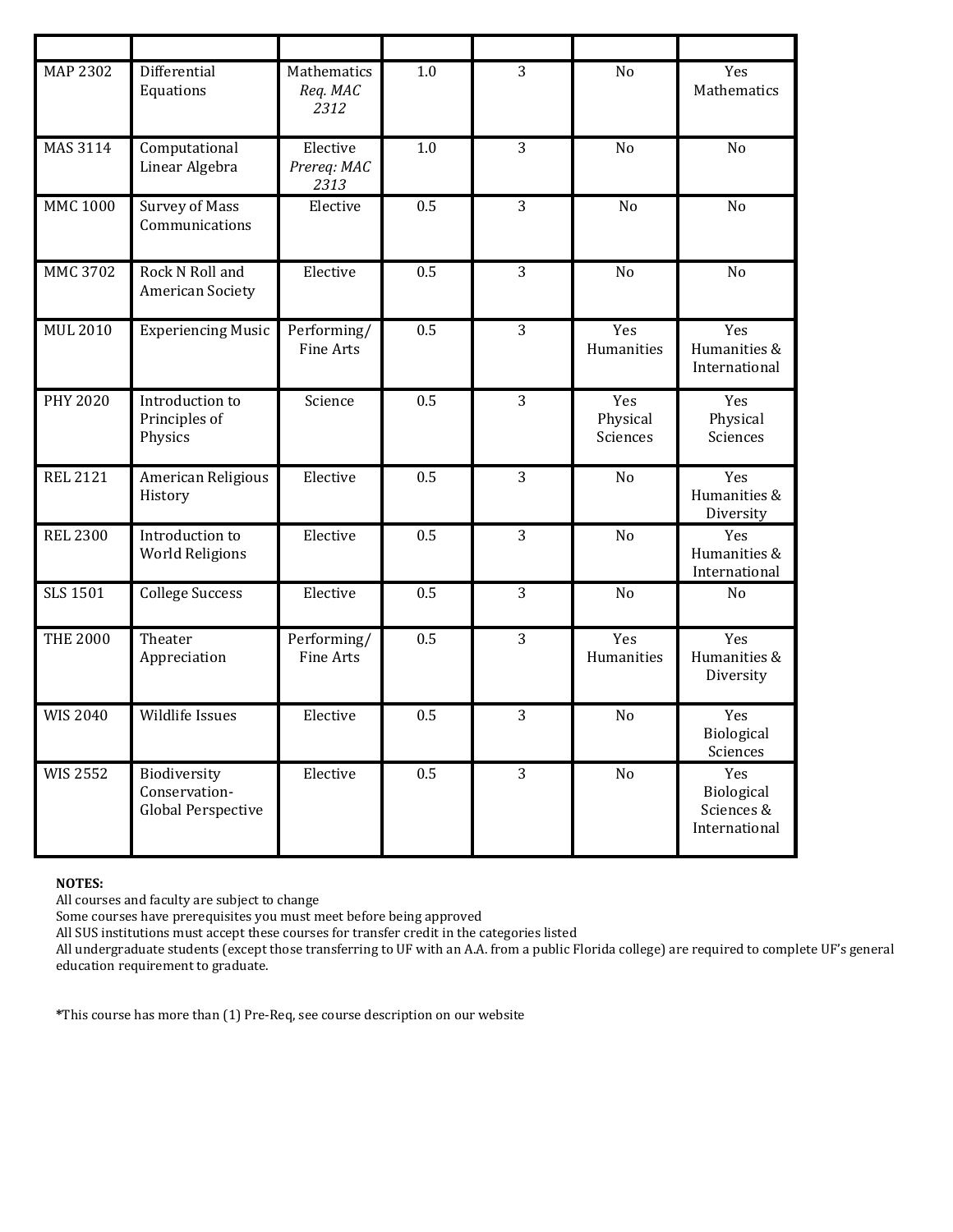| | | | | | | |
|---|---|---|---|---|---|---|
| MAP 2302 | Differential Equations | Mathematics *Req. MAC 2312* | 1.0 | 3 | No | Yes Mathematics |
| MAS 3114 | Computational Linear Algebra | Elective *Prereq: MAC 2313* | 1.0 | 3 | No | No |
| MMC 1000 | Survey of Mass Communications | Elective | 0.5 | 3 | No | No |
| MMC 3702 | Rock N Roll and American Society | Elective | 0.5 | 3 | No | No |
| MUL 2010 | Experiencing Music | Performing/ Fine Arts | 0.5 | 3 | Yes Humanities | Yes Humanities & International |
| PHY 2020 | Introduction to Principles of Physics | Science | 0.5 | 3 | Yes Physical Sciences | Yes Physical Sciences |
| REL 2121 | American Religious History | Elective | 0.5 | 3 | No | Yes Humanities & Diversity |
| REL 2300 | Introduction to World Religions | Elective | 0.5 | 3 | No | Yes Humanities & International |
| SLS 1501 | College Success | Elective | 0.5 | 3 | No | No |
| THE 2000 | Theater Appreciation | Performing/ Fine Arts | 0.5 | 3 | Yes Humanities | Yes Humanities & Diversity |
| WIS 2040 | Wildlife Issues | Elective | 0.5 | 3 | No | Yes Biological Sciences |
| WIS 2552 | Biodiversity Conservation- Global Perspective | Elective | 0.5 | 3 | No | Yes Biological Sciences & International |

**NOTES:**

All courses and faculty are subject to change

Some courses have prerequisites you must meet before being approved

All SUS institutions must accept these courses for transfer credit in the categories listed

All undergraduate students (except those transferring to UF with an A.A. from a public Florida college) are required to complete UF's general education requirement to graduate.

*This course has more than (1) Pre-Req, see course description on our website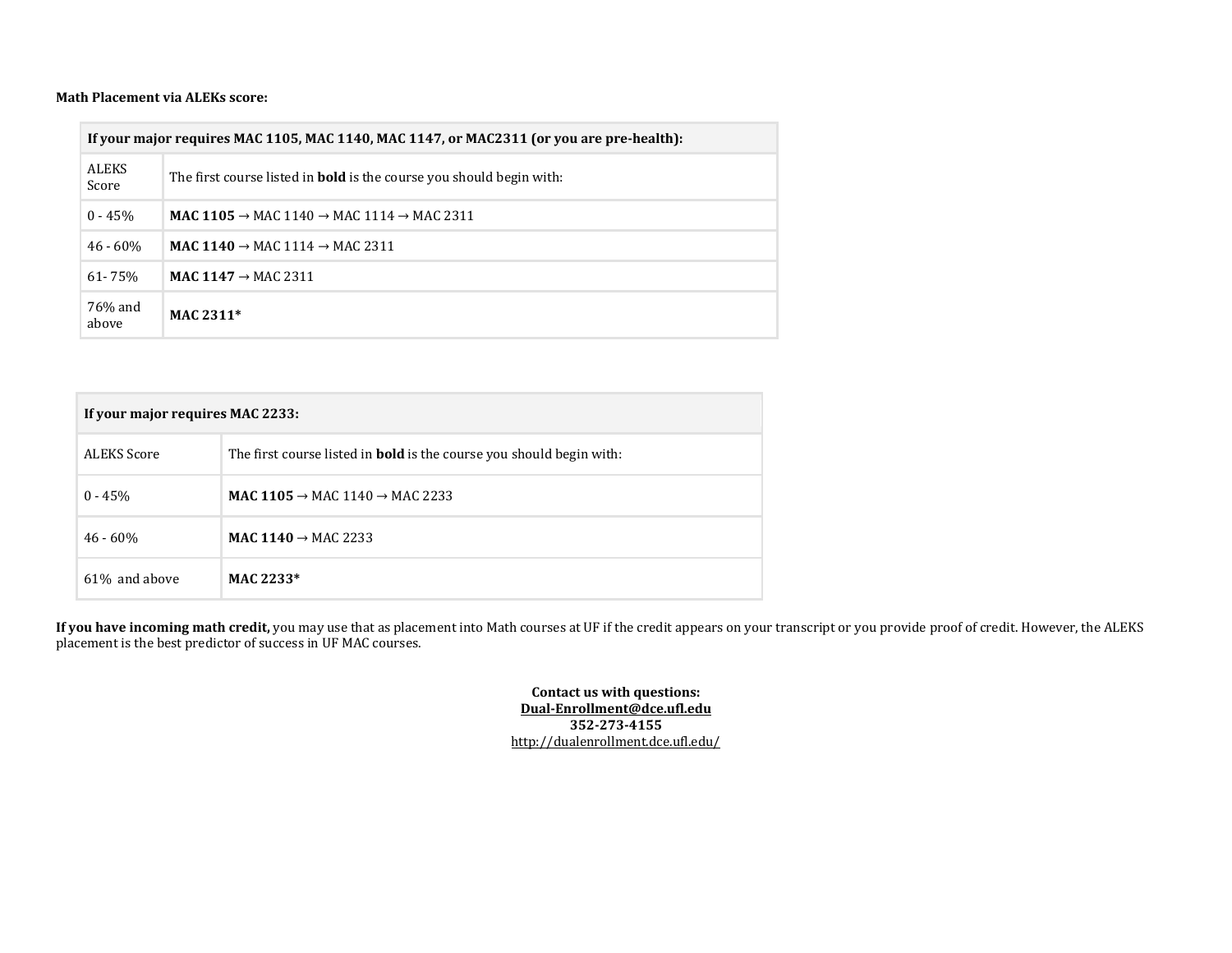**Math Placement via ALEKs score:**

| **If your major requires MAC 1105, MAC 1140, MAC 1147, or MAC2311 (or you are pre-health):** | |
|---|---|
| ALEKS Score | The first course listed in **bold** is the course you should begin with: |
| 0 - 45% | **MAC 1105** → MAC 1140 → MAC 1114 → MAC 2311 |
| 46 - 60% | **MAC 1140** → MAC 1114 → MAC 2311 |
| 61- 75% | **MAC 1147** → MAC 2311 |
| 76% and above | **MAC 2311*** |

| **If your major requires MAC 2233:** | |
|---|---|
| ALEKS Score | The first course listed in **bold** is the course you should begin with: |
| 0 - 45% | **MAC 1105** → MAC 1140 → MAC 2233 |
| 46 - 60% | **MAC 1140** → MAC 2233 |
| 61% and above | **MAC 2233*** |

**If you have incoming math credit,** you may use that as placement into Math courses at UF if the credit appears on your transcript or you provide proof of credit. However, the ALEKS placement is the best predictor of success in UF MAC courses.

**Contact us with questions:**
**Dual-Enrollment@dce.ufl.edu**
**352-273-4155**
http://dualenrollment.dce.ufl.edu/